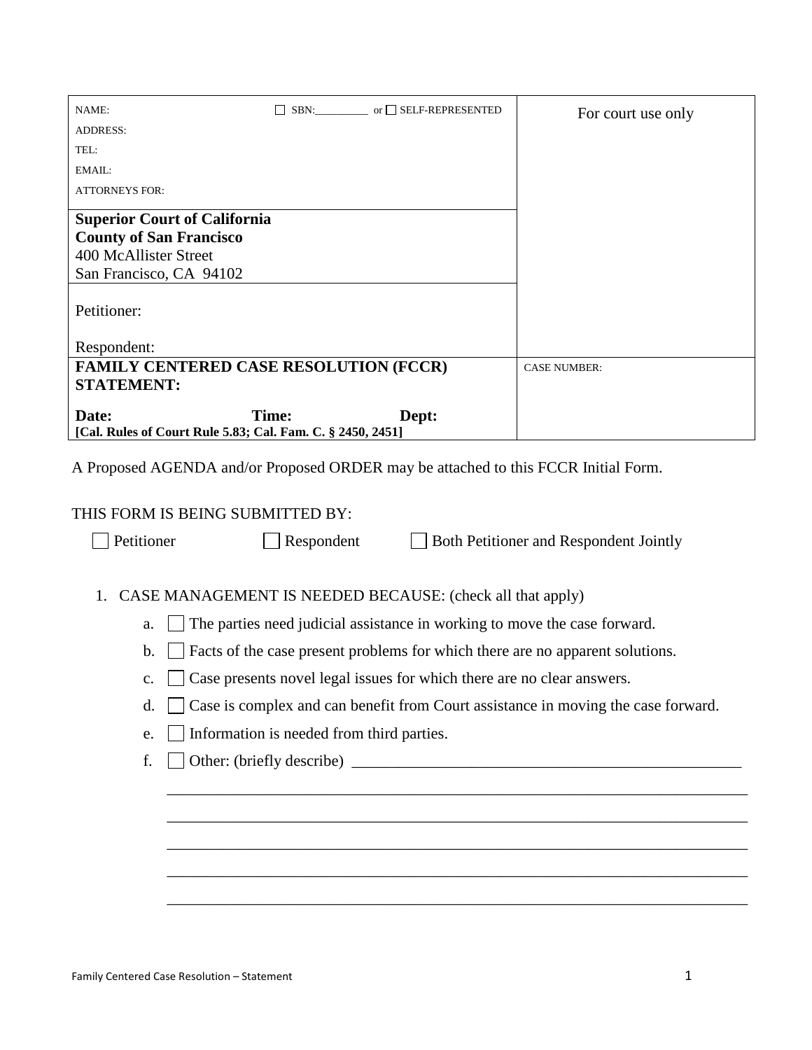| | |
|---|---|
| NAME: ☐ SBN:_________ or ☐ SELF-REPRESENTED<br>ADDRESS:<br>TEL:<br>EMAIL:<br>ATTORNEYS FOR: | For court use only |
| **Superior Court of California**<br>**County of San Francisco**<br>400 McAllister Street<br>San Francisco, CA 94102 | |
| Petitioner:<br><br>Respondent: | |
| **FAMILY CENTERED CASE RESOLUTION (FCCR) STATEMENT:**<br><br>**Date: Time: Dept:**<br>**[Cal. Rules of Court Rule 5.83; Cal. Fam. C. § 2450, 2451]** | CASE NUMBER: |

A Proposed AGENDA and/or Proposed ORDER may be attached to this FCCR Initial Form.

THIS FORM IS BEING SUBMITTED BY:

☐ Petitioner ☐ Respondent ☐ Both Petitioner and Respondent Jointly

1. CASE MANAGEMENT IS NEEDED BECAUSE: (check all that apply)
   a. ☐ The parties need judicial assistance in working to move the case forward.
   b. ☐ Facts of the case present problems for which there are no apparent solutions.
   c. ☐ Case presents novel legal issues for which there are no clear answers.
   d. ☐ Case is complex and can benefit from Court assistance in moving the case forward.
   e. ☐ Information is needed from third parties.
   f. ☐ Other: (briefly describe) ______________________________________________

   ________________________________________________________________________

   ________________________________________________________________________

   ________________________________________________________________________

   ________________________________________________________________________

   ________________________________________________________________________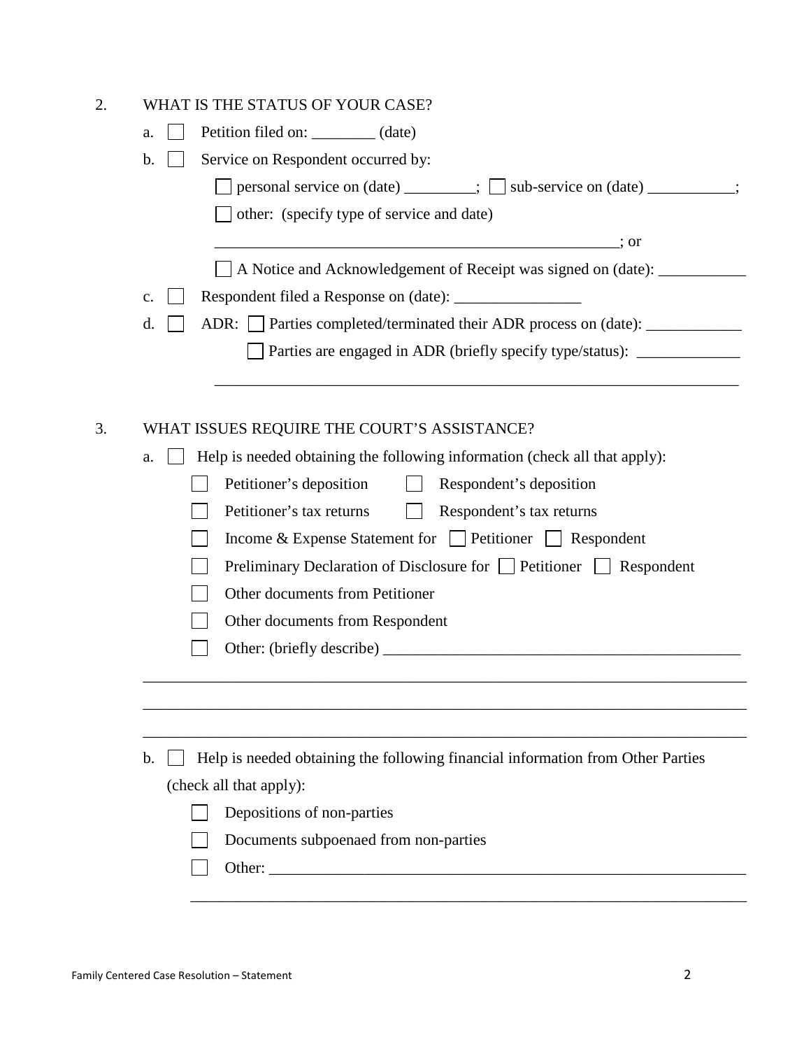2. WHAT IS THE STATUS OF YOUR CASE?

   a. ☐ Petition filed on: ________ (date)

   b. ☐ Service on Respondent occurred by:

      ☐ personal service on (date) _________; ☐ sub-service on (date) ___________;

      ☐ other: (specify type of service and date)

      ____________________________________________________; or

      ☐ A Notice and Acknowledgement of Receipt was signed on (date): ___________

   c. ☐ Respondent filed a Response on (date): ________________

   d. ☐ ADR: ☐ Parties completed/terminated their ADR process on (date): ____________

      ☐ Parties are engaged in ADR (briefly specify type/status): _____________

      ____________________________________________________________________

3. WHAT ISSUES REQUIRE THE COURT'S ASSISTANCE?

   a. ☐ Help is needed obtaining the following information (check all that apply):

      ☐ Petitioner's deposition ☐ Respondent's deposition

      ☐ Petitioner's tax returns ☐ Respondent's tax returns

      ☐ Income & Expense Statement for ☐ Petitioner ☐ Respondent

      ☐ Preliminary Declaration of Disclosure for ☐ Petitioner ☐ Respondent

      ☐ Other documents from Petitioner

      ☐ Other documents from Respondent

      ☐ Other: (briefly describe) _____________________________________________

   ___________________________________________________________________________

   ___________________________________________________________________________

   ___________________________________________________________________________

   b. ☐ Help is needed obtaining the following financial information from Other Parties (check all that apply):

      ☐ Depositions of non-parties

      ☐ Documents subpoenaed from non-parties

      ☐ Other: _________________________________________________________________

      _______________________________________________________________________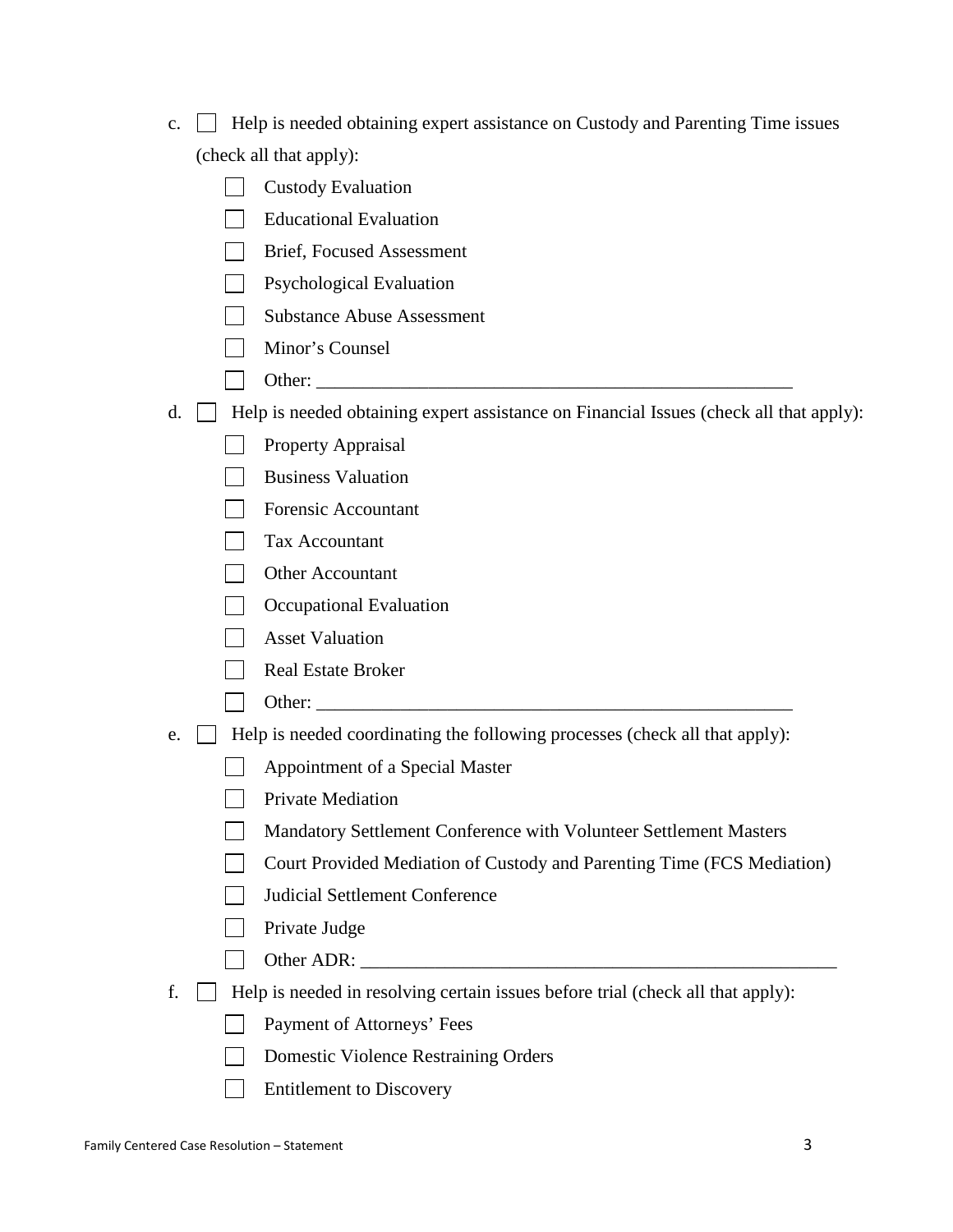c. ☐ Help is needed obtaining expert assistance on Custody and Parenting Time issues (check all that apply):

- ☐ Custody Evaluation
- ☐ Educational Evaluation
- ☐ Brief, Focused Assessment
- ☐ Psychological Evaluation
- ☐ Substance Abuse Assessment
- ☐ Minor's Counsel
- ☐ Other: ____________________________________________________

d. ☐ Help is needed obtaining expert assistance on Financial Issues (check all that apply):

- ☐ Property Appraisal
- ☐ Business Valuation
- ☐ Forensic Accountant
- ☐ Tax Accountant
- ☐ Other Accountant
- ☐ Occupational Evaluation
- ☐ Asset Valuation
- ☐ Real Estate Broker
- ☐ Other: ____________________________________________________

e. ☐ Help is needed coordinating the following processes (check all that apply):

- ☐ Appointment of a Special Master
- ☐ Private Mediation
- ☐ Mandatory Settlement Conference with Volunteer Settlement Masters
- ☐ Court Provided Mediation of Custody and Parenting Time (FCS Mediation)
- ☐ Judicial Settlement Conference
- ☐ Private Judge
- ☐ Other ADR: ____________________________________________________

f. ☐ Help is needed in resolving certain issues before trial (check all that apply):

- ☐ Payment of Attorneys' Fees
- ☐ Domestic Violence Restraining Orders
- ☐ Entitlement to Discovery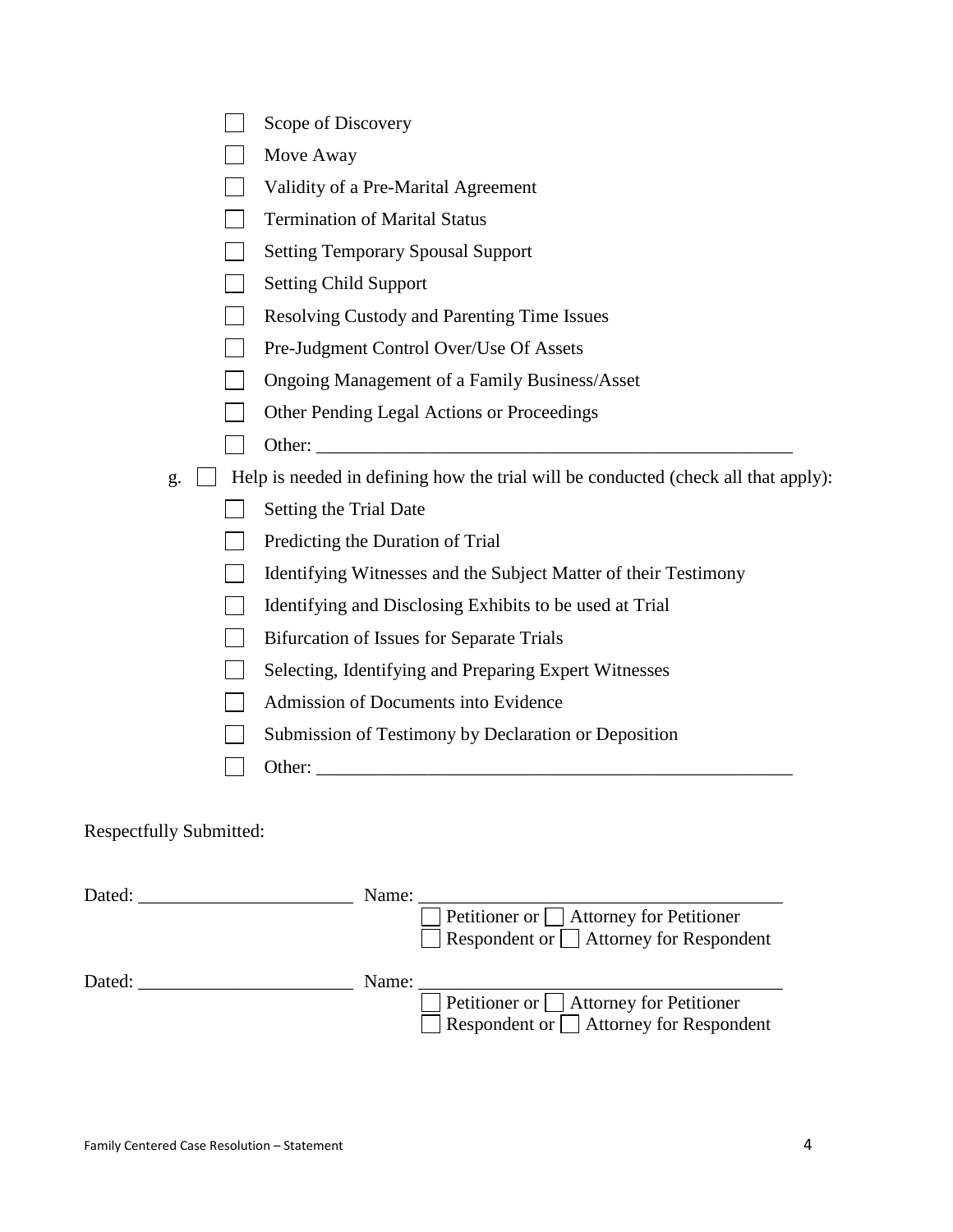- ☐ Scope of Discovery
- ☐ Move Away
- ☐ Validity of a Pre-Marital Agreement
- ☐ Termination of Marital Status
- ☐ Setting Temporary Spousal Support
- ☐ Setting Child Support
- ☐ Resolving Custody and Parenting Time Issues
- ☐ Pre-Judgment Control Over/Use Of Assets
- ☐ Ongoing Management of a Family Business/Asset
- ☐ Other Pending Legal Actions or Proceedings
- ☐ Other: ____________________________________________________

g. ☐ Help is needed in defining how the trial will be conducted (check all that apply):

- ☐ Setting the Trial Date
- ☐ Predicting the Duration of Trial
- ☐ Identifying Witnesses and the Subject Matter of their Testimony
- ☐ Identifying and Disclosing Exhibits to be used at Trial
- ☐ Bifurcation of Issues for Separate Trials
- ☐ Selecting, Identifying and Preparing Expert Witnesses
- ☐ Admission of Documents into Evidence
- ☐ Submission of Testimony by Declaration or Deposition
- ☐ Other: ____________________________________________________

Respectfully Submitted:

Dated: _______________________ Name: ______________________________________
☐ Petitioner or ☐ Attorney for Petitioner
☐ Respondent or ☐ Attorney for Respondent

Dated: _______________________ Name: ______________________________________
☐ Petitioner or ☐ Attorney for Petitioner
☐ Respondent or ☐ Attorney for Respondent